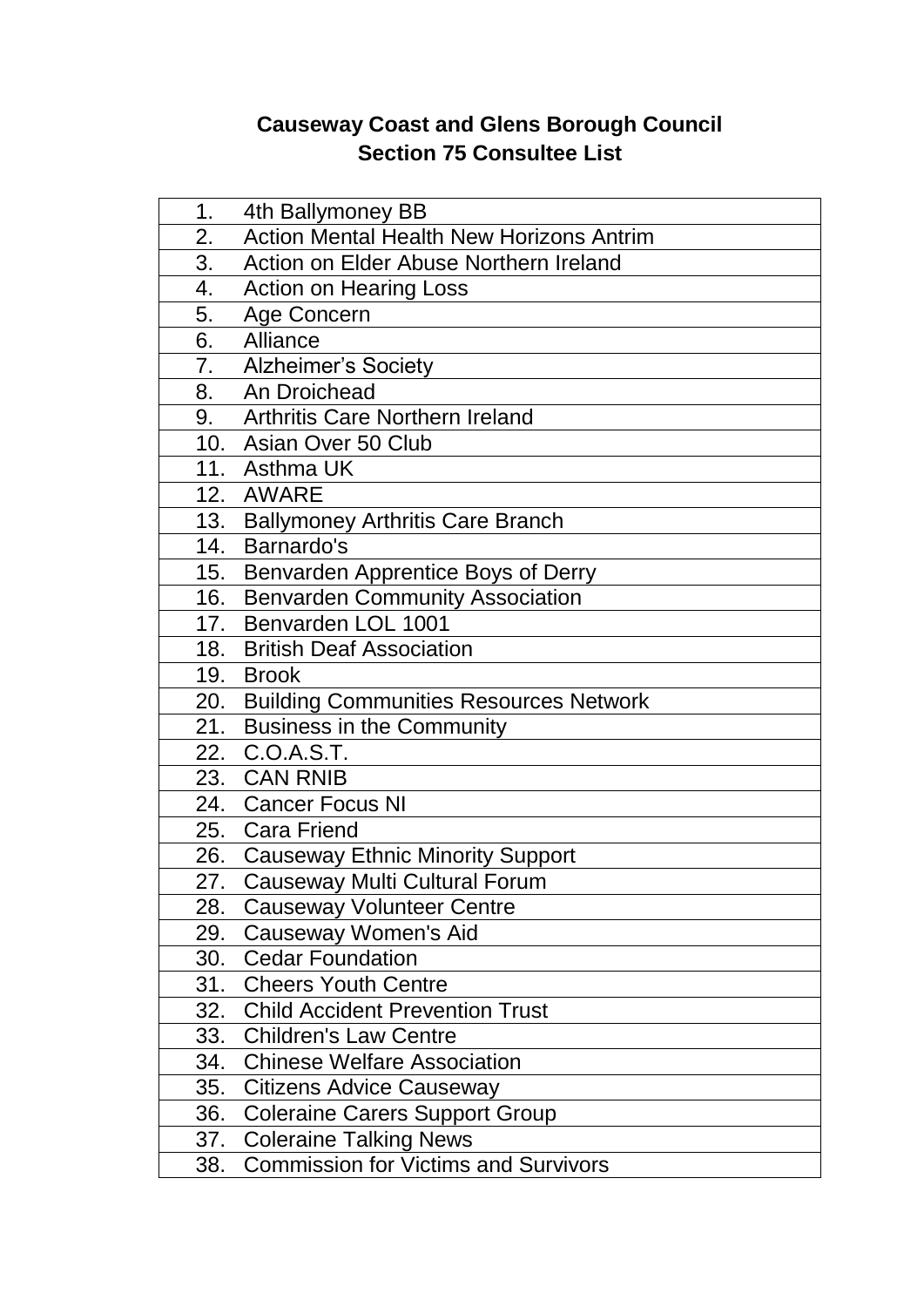**Causeway Coast and Glens Borough Council**
**Section 75 Consultee List**

| | |
|---|---|
| 1. | 4th Ballymoney BB |
| 2. | Action Mental Health New Horizons Antrim |
| 3. | Action on Elder Abuse Northern Ireland |
| 4. | Action on Hearing Loss |
| 5. | Age Concern |
| 6. | Alliance |
| 7. | Alzheimer's Society |
| 8. | An Droichead |
| 9. | Arthritis Care Northern Ireland |
| 10. | Asian Over 50 Club |
| 11. | Asthma UK |
| 12. | AWARE |
| 13. | Ballymoney Arthritis Care Branch |
| 14. | Barnardo's |
| 15. | Benvarden Apprentice Boys of Derry |
| 16. | Benvarden Community Association |
| 17. | Benvarden LOL 1001 |
| 18. | British Deaf Association |
| 19. | Brook |
| 20. | Building Communities Resources Network |
| 21. | Business in the Community |
| 22. | C.O.A.S.T. |
| 23. | CAN RNIB |
| 24. | Cancer Focus NI |
| 25. | Cara Friend |
| 26. | Causeway Ethnic Minority Support |
| 27. | Causeway Multi Cultural Forum |
| 28. | Causeway Volunteer Centre |
| 29. | Causeway Women's Aid |
| 30. | Cedar Foundation |
| 31. | Cheers Youth Centre |
| 32. | Child Accident Prevention Trust |
| 33. | Children's Law Centre |
| 34. | Chinese Welfare Association |
| 35. | Citizens Advice Causeway |
| 36. | Coleraine Carers Support Group |
| 37. | Coleraine Talking News |
| 38. | Commission for Victims and Survivors |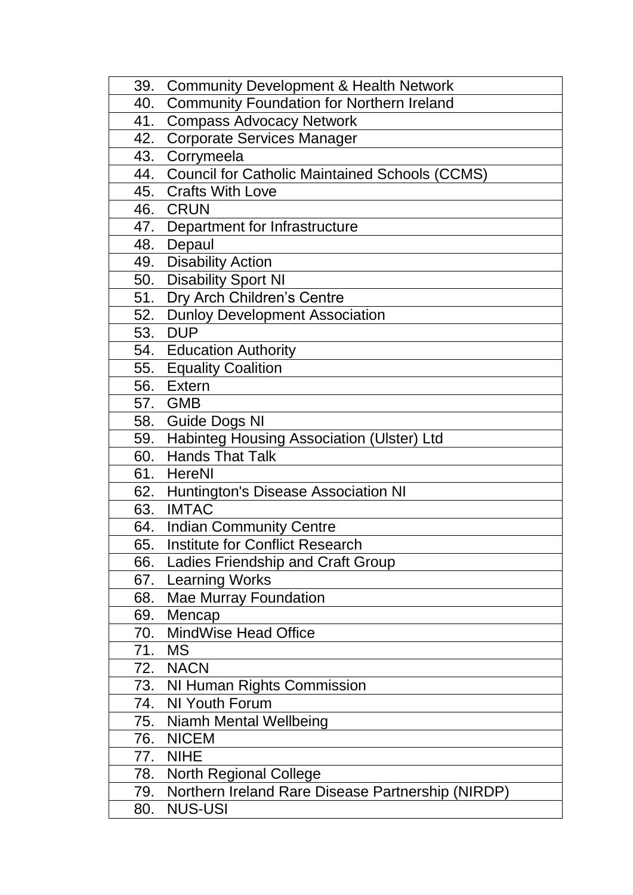| | |
|---|---|
| 39. | Community Development & Health Network |
| 40. | Community Foundation for Northern Ireland |
| 41. | Compass Advocacy Network |
| 42. | Corporate Services Manager |
| 43. | Corrymeela |
| 44. | Council for Catholic Maintained Schools (CCMS) |
| 45. | Crafts With Love |
| 46. | CRUN |
| 47. | Department for Infrastructure |
| 48. | Depaul |
| 49. | Disability Action |
| 50. | Disability Sport NI |
| 51. | Dry Arch Children's Centre |
| 52. | Dunloy Development Association |
| 53. | DUP |
| 54. | Education Authority |
| 55. | Equality Coalition |
| 56. | Extern |
| 57. | GMB |
| 58. | Guide Dogs NI |
| 59. | Habinteg Housing Association (Ulster) Ltd |
| 60. | Hands That Talk |
| 61. | HereNI |
| 62. | Huntington's Disease Association NI |
| 63. | IMTAC |
| 64. | Indian Community Centre |
| 65. | Institute for Conflict Research |
| 66. | Ladies Friendship and Craft Group |
| 67. | Learning Works |
| 68. | Mae Murray Foundation |
| 69. | Mencap |
| 70. | MindWise Head Office |
| 71. | MS |
| 72. | NACN |
| 73. | NI Human Rights Commission |
| 74. | NI Youth Forum |
| 75. | Niamh Mental Wellbeing |
| 76. | NICEM |
| 77. | NIHE |
| 78. | North Regional College |
| 79. | Northern Ireland Rare Disease Partnership (NIRDP) |
| 80. | NUS-USI |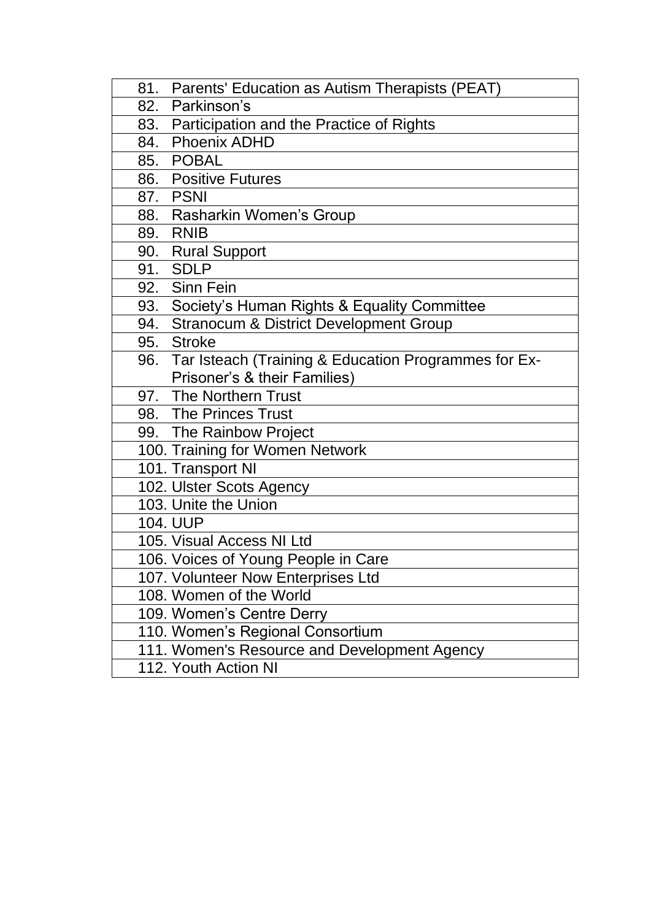| |
|---|
| 81. Parents' Education as Autism Therapists (PEAT) |
| 82. Parkinson's |
| 83. Participation and the Practice of Rights |
| 84. Phoenix ADHD |
| 85. POBAL |
| 86. Positive Futures |
| 87. PSNI |
| 88. Rasharkin Women's Group |
| 89. RNIB |
| 90. Rural Support |
| 91. SDLP |
| 92. Sinn Fein |
| 93. Society's Human Rights & Equality Committee |
| 94. Stranocum & District Development Group |
| 95. Stroke |
| 96. Tar Isteach (Training & Education Programmes for Ex-Prisoner's & their Families) |
| 97. The Northern Trust |
| 98. The Princes Trust |
| 99. The Rainbow Project |
| 100. Training for Women Network |
| 101. Transport NI |
| 102. Ulster Scots Agency |
| 103. Unite the Union |
| 104. UUP |
| 105. Visual Access NI Ltd |
| 106. Voices of Young People in Care |
| 107. Volunteer Now Enterprises Ltd |
| 108. Women of the World |
| 109. Women's Centre Derry |
| 110. Women's Regional Consortium |
| 111. Women's Resource and Development Agency |
| 112. Youth Action NI |